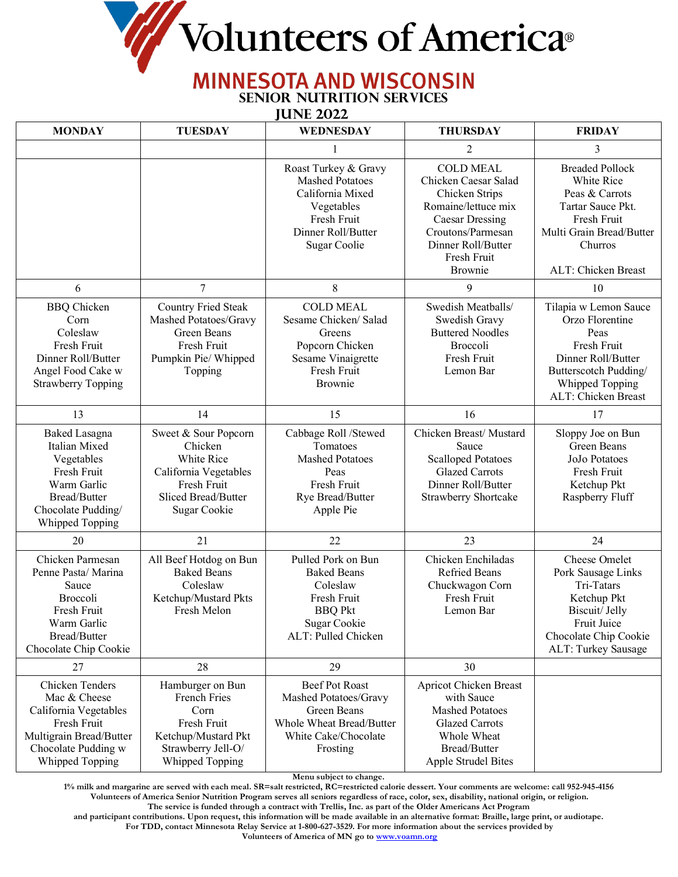# Volunteers of America®

## MINNESOTA AND WISCONSIN

### SENIOR NUTRITION SERVICES

### JUNE 2022

| MONDAY | TUESDAY | WEDNESDAY | THURSDAY | FRIDAY |
|---|---|---|---|---|
| | | 1 | 2 | 3 |
| | | Roast Turkey & Gravy<br>Mashed Potatoes<br>California Mixed Vegetables<br>Fresh Fruit<br>Dinner Roll/Butter<br>Sugar Coolie | COLD MEAL<br>Chicken Caesar Salad<br>Chicken Strips<br>Romaine/lettuce mix<br>Caesar Dressing<br>Croutons/Parmesan<br>Dinner Roll/Butter<br>Fresh Fruit<br>Brownie | Breaded Pollock<br>White Rice<br>Peas & Carrots<br>Tartar Sauce Pkt.<br>Fresh Fruit<br>Multi Grain Bread/Butter<br>Churros<br><br>ALT: Chicken Breast |
| 6 | 7 | 8 | 9 | 10 |
| BBQ Chicken<br>Corn<br>Coleslaw<br>Fresh Fruit<br>Dinner Roll/Butter<br>Angel Food Cake w Strawberry Topping | Country Fried Steak<br>Mashed Potatoes/Gravy<br>Green Beans<br>Fresh Fruit<br>Pumpkin Pie/ Whipped Topping | COLD MEAL<br>Sesame Chicken/ Salad Greens<br>Popcorn Chicken<br>Sesame Vinaigrette<br>Fresh Fruit<br>Brownie | Swedish Meatballs/ Swedish Gravy<br>Buttered Noodles<br>Broccoli<br>Fresh Fruit<br>Lemon Bar | Tilapia w Lemon Sauce<br>Orzo Florentine<br>Peas<br>Fresh Fruit<br>Dinner Roll/Butter<br>Butterscotch Pudding/ Whipped Topping<br>ALT: Chicken Breast |
| 13 | 14 | 15 | 16 | 17 |
| Baked Lasagna<br>Italian Mixed Vegetables<br>Fresh Fruit<br>Warm Garlic Bread/Butter<br>Chocolate Pudding/ Whipped Topping | Sweet & Sour Popcorn Chicken<br>White Rice<br>California Vegetables<br>Fresh Fruit<br>Sliced Bread/Butter<br>Sugar Cookie | Cabbage Roll /Stewed Tomatoes<br>Mashed Potatoes<br>Peas<br>Fresh Fruit<br>Rye Bread/Butter<br>Apple Pie | Chicken Breast/ Mustard Sauce<br>Scalloped Potatoes<br>Glazed Carrots<br>Dinner Roll/Butter<br>Strawberry Shortcake | Sloppy Joe on Bun<br>Green Beans<br>JoJo Potatoes<br>Fresh Fruit<br>Ketchup Pkt<br>Raspberry Fluff |
| 20 | 21 | 22 | 23 | 24 |
| Chicken Parmesan<br>Penne Pasta/ Marina Sauce<br>Broccoli<br>Fresh Fruit<br>Warm Garlic Bread/Butter<br>Chocolate Chip Cookie | All Beef Hotdog on Bun<br>Baked Beans<br>Coleslaw<br>Ketchup/Mustard Pkts<br>Fresh Melon | Pulled Pork on Bun<br>Baked Beans<br>Coleslaw<br>Fresh Fruit<br>BBQ Pkt<br>Sugar Cookie<br>ALT: Pulled Chicken | Chicken Enchiladas<br>Refried Beans<br>Chuckwagon Corn<br>Fresh Fruit<br>Lemon Bar | Cheese Omelet<br>Pork Sausage Links<br>Tri-Tatars<br>Ketchup Pkt<br>Biscuit/ Jelly<br>Fruit Juice<br>Chocolate Chip Cookie<br>ALT: Turkey Sausage |
| 27 | 28 | 29 | 30 | |
| Chicken Tenders<br>Mac & Cheese<br>California Vegetables<br>Fresh Fruit<br>Multigrain Bread/Butter<br>Chocolate Pudding w Whipped Topping | Hamburger on Bun<br>French Fries<br>Corn<br>Fresh Fruit<br>Ketchup/Mustard Pkt<br>Strawberry Jell-O/ Whipped Topping | Beef Pot Roast<br>Mashed Potatoes/Gravy<br>Green Beans<br>Whole Wheat Bread/Butter<br>White Cake/Chocolate Frosting | Apricot Chicken Breast with Sauce<br>Mashed Potatoes<br>Glazed Carrots<br>Whole Wheat Bread/Butter<br>Apple Strudel Bites | |

**Menu subject to change.**

**1% milk and margarine are served with each meal. SR=salt restricted, RC=restricted calorie dessert. Your comments are welcome: call 952-945-4156**

**Volunteers of America Senior Nutrition Program serves all seniors regardless of race, color, sex, disability, national origin, or religion.**

**The service is funded through a contract with Trellis, Inc. as part of the Older Americans Act Program and participant contributions. Upon request, this information will be made available in an alternative format: Braille, large print, or audiotape.**

**For TDD, contact Minnesota Relay Service at 1-800-627-3529. For more information about the services provided by Volunteers of America of MN go to www.voamn.org**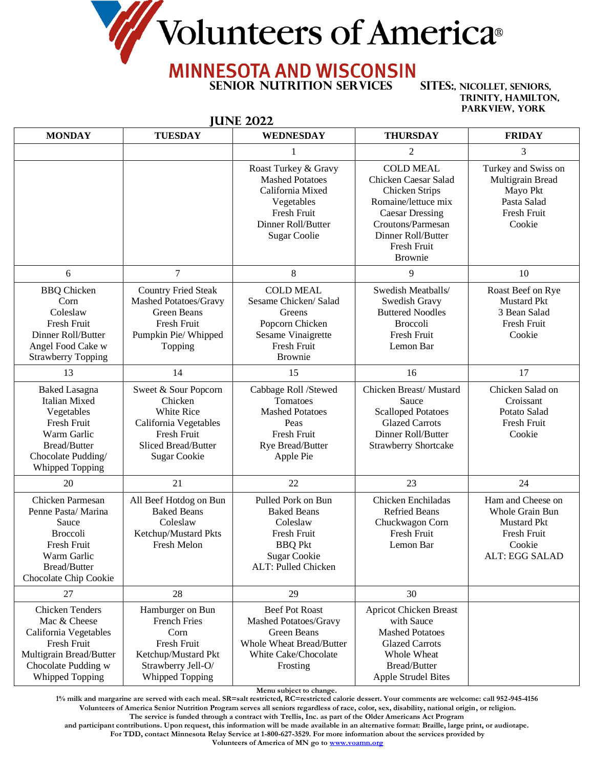# Volunteers of America®

## MINNESOTA AND WISCONSIN

**SENIOR NUTRITION SERVICES**

**SITES:, NICOLLET, SENIORS, TRINITY, HAMILTON, PARKVIEW, YORK**

## JUNE 2022

| MONDAY | TUESDAY | WEDNESDAY | THURSDAY | FRIDAY |
|---|---|---|---|---|
| | | 1 | 2 | 3 |
| | | Roast Turkey & Gravy<br>Mashed Potatoes<br>California Mixed Vegetables<br>Fresh Fruit<br>Dinner Roll/Butter<br>Sugar Coolie | COLD MEAL<br>Chicken Caesar Salad<br>Chicken Strips<br>Romaine/lettuce mix<br>Caesar Dressing<br>Croutons/Parmesan<br>Dinner Roll/Butter<br>Fresh Fruit<br>Brownie | Turkey and Swiss on Multigrain Bread<br>Mayo Pkt<br>Pasta Salad<br>Fresh Fruit<br>Cookie |
| 6 | 7 | 8 | 9 | 10 |
| BBQ Chicken<br>Corn<br>Coleslaw<br>Fresh Fruit<br>Dinner Roll/Butter<br>Angel Food Cake w Strawberry Topping | Country Fried Steak<br>Mashed Potatoes/Gravy<br>Green Beans<br>Fresh Fruit<br>Pumpkin Pie/ Whipped Topping | COLD MEAL<br>Sesame Chicken/ Salad<br>Greens<br>Popcorn Chicken<br>Sesame Vinaigrette<br>Fresh Fruit<br>Brownie | Swedish Meatballs/ Swedish Gravy<br>Buttered Noodles<br>Broccoli<br>Fresh Fruit<br>Lemon Bar | Roast Beef on Rye<br>Mustard Pkt<br>3 Bean Salad<br>Fresh Fruit<br>Cookie |
| 13 | 14 | 15 | 16 | 17 |
| Baked Lasagna<br>Italian Mixed Vegetables<br>Fresh Fruit<br>Warm Garlic Bread/Butter<br>Chocolate Pudding/ Whipped Topping | Sweet & Sour Popcorn Chicken<br>White Rice<br>California Vegetables<br>Fresh Fruit<br>Sliced Bread/Butter<br>Sugar Cookie | Cabbage Roll /Stewed Tomatoes<br>Mashed Potatoes<br>Peas<br>Fresh Fruit<br>Rye Bread/Butter<br>Apple Pie | Chicken Breast/ Mustard Sauce<br>Scalloped Potatoes<br>Glazed Carrots<br>Dinner Roll/Butter<br>Strawberry Shortcake | Chicken Salad on Croissant<br>Potato Salad<br>Fresh Fruit<br>Cookie |
| 20 | 21 | 22 | 23 | 24 |
| Chicken Parmesan<br>Penne Pasta/ Marina Sauce<br>Broccoli<br>Fresh Fruit<br>Warm Garlic Bread/Butter<br>Chocolate Chip Cookie | All Beef Hotdog on Bun<br>Baked Beans<br>Coleslaw<br>Ketchup/Mustard Pkts<br>Fresh Melon | Pulled Pork on Bun<br>Baked Beans<br>Coleslaw<br>Fresh Fruit<br>BBQ Pkt<br>Sugar Cookie<br>ALT: Pulled Chicken | Chicken Enchiladas<br>Refried Beans<br>Chuckwagon Corn<br>Fresh Fruit<br>Lemon Bar | Ham and Cheese on Whole Grain Bun<br>Mustard Pkt<br>Fresh Fruit<br>Cookie<br>ALT: EGG SALAD |
| 27 | 28 | 29 | 30 | |
| Chicken Tenders<br>Mac & Cheese<br>California Vegetables<br>Fresh Fruit<br>Multigrain Bread/Butter<br>Chocolate Pudding w Whipped Topping | Hamburger on Bun<br>French Fries<br>Corn<br>Fresh Fruit<br>Ketchup/Mustard Pkt<br>Strawberry Jell-O/ Whipped Topping | Beef Pot Roast<br>Mashed Potatoes/Gravy<br>Green Beans<br>Whole Wheat Bread/Butter<br>White Cake/Chocolate Frosting | Apricot Chicken Breast with Sauce<br>Mashed Potatoes<br>Glazed Carrots<br>Whole Wheat Bread/Butter<br>Apple Strudel Bites | |

**Menu subject to change.**

**1% milk and margarine are served with each meal. SR=salt restricted, RC=restricted calorie dessert. Your comments are welcome: call 952-945-4156**

**Volunteers of America Senior Nutrition Program serves all seniors regardless of race, color, sex, disability, national origin, or religion.**

**The service is funded through a contract with Trellis, Inc. as part of the Older Americans Act Program and participant contributions. Upon request, this information will be made available in an alternative format: Braille, large print, or audiotape.**

**For TDD, contact Minnesota Relay Service at 1-800-627-3529. For more information about the services provided by Volunteers of America of MN go to [www.voamn.org](http://www.voamn.org)**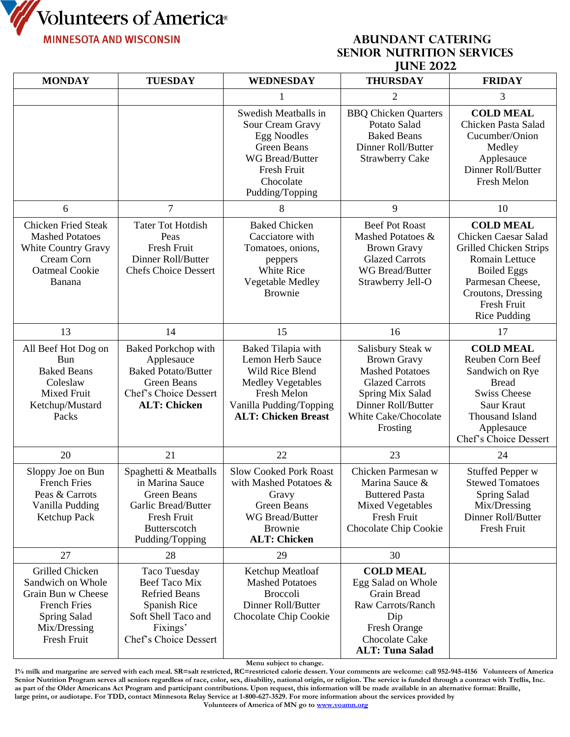Volunteers of America®

MINNESOTA AND WISCONSIN

# ABUNDANT CATERING
## SENIOR NUTRITION SERVICES
## JUNE 2022

| MONDAY | TUESDAY | WEDNESDAY | THURSDAY | FRIDAY |
|---|---|---|---|---|
| | | 1 | 2 | 3 |
| | | Swedish Meatballs in Sour Cream Gravy<br>Egg Noodles<br>Green Beans<br>WG Bread/Butter<br>Fresh Fruit<br>Chocolate Pudding/Topping | BBQ Chicken Quarters<br>Potato Salad<br>Baked Beans<br>Dinner Roll/Butter<br>Strawberry Cake | **COLD MEAL**<br>Chicken Pasta Salad<br>Cucumber/Onion Medley<br>Applesauce<br>Dinner Roll/Butter<br>Fresh Melon |
| 6 | 7 | 8 | 9 | 10 |
| Chicken Fried Steak<br>Mashed Potatoes<br>White Country Gravy<br>Cream Corn<br>Oatmeal Cookie<br>Banana | Tater Tot Hotdish<br>Peas<br>Fresh Fruit<br>Dinner Roll/Butter<br>Chefs Choice Dessert | Baked Chicken Cacciatore with Tomatoes, onions, peppers<br>White Rice<br>Vegetable Medley<br>Brownie | Beef Pot Roast<br>Mashed Potatoes & Brown Gravy<br>Glazed Carrots<br>WG Bread/Butter<br>Strawberry Jell-O | **COLD MEAL**<br>Chicken Caesar Salad<br>Grilled Chicken Strips<br>Romain Lettuce<br>Boiled Eggs<br>Parmesan Cheese, Croutons, Dressing<br>Fresh Fruit<br>Rice Pudding |
| 13 | 14 | 15 | 16 | 17 |
| All Beef Hot Dog on Bun<br>Baked Beans<br>Coleslaw<br>Mixed Fruit<br>Ketchup/Mustard Packs | Baked Porkchop with Applesauce<br>Baked Potato/Butter<br>Green Beans<br>Chef's Choice Dessert<br>**ALT: Chicken** | Baked Tilapia with Lemon Herb Sauce<br>Wild Rice Blend<br>Medley Vegetables<br>Fresh Melon<br>Vanilla Pudding/Topping<br>**ALT: Chicken Breast** | Salisbury Steak w Brown Gravy<br>Mashed Potatoes<br>Glazed Carrots<br>Spring Mix Salad<br>Dinner Roll/Butter<br>White Cake/Chocolate Frosting | **COLD MEAL**<br>Reuben Corn Beef Sandwich on Rye Bread<br>Swiss Cheese<br>Saur Kraut<br>Thousand Island<br>Applesauce<br>Chef's Choice Dessert |
| 20 | 21 | 22 | 23 | 24 |
| Sloppy Joe on Bun<br>French Fries<br>Peas & Carrots<br>Vanilla Pudding<br>Ketchup Pack | Spaghetti & Meatballs in Marina Sauce<br>Green Beans<br>Garlic Bread/Butter<br>Fresh Fruit<br>Butterscotch Pudding/Topping | Slow Cooked Pork Roast with Mashed Potatoes & Gravy<br>Green Beans<br>WG Bread/Butter<br>Brownie<br>**ALT: Chicken** | Chicken Parmesan w Marina Sauce & Buttered Pasta<br>Mixed Vegetables<br>Fresh Fruit<br>Chocolate Chip Cookie | Stuffed Pepper w Stewed Tomatoes<br>Spring Salad Mix/Dressing<br>Dinner Roll/Butter<br>Fresh Fruit |
| 27 | 28 | 29 | 30 | |
| Grilled Chicken Sandwich on Whole Grain Bun w Cheese<br>French Fries<br>Spring Salad Mix/Dressing<br>Fresh Fruit | Taco Tuesday<br>Beef Taco Mix<br>Refried Beans<br>Spanish Rice<br>Soft Shell Taco and Fixings'<br>Chef's Choice Dessert | Ketchup Meatloaf<br>Mashed Potatoes<br>Broccoli<br>Dinner Roll/Butter<br>Chocolate Chip Cookie | **COLD MEAL**<br>Egg Salad on Whole Grain Bread<br>Raw Carrots/Ranch Dip<br>Fresh Orange<br>Chocolate Cake<br>**ALT: Tuna Salad** | |

**Menu subject to change.**

**1% milk and margarine are served with each meal. SR=salt restricted, RC=restricted calorie dessert. Your comments are welcome: call 952-945-4156 Volunteers of America Senior Nutrition Program serves all seniors regardless of race, color, sex, disability, national origin, or religion. The service is funded through a contract with Trellis, Inc. as part of the Older Americans Act Program and participant contributions. Upon request, this information will be made available in an alternative format: Braille, large print, or audiotape. For TDD, contact Minnesota Relay Service at 1-800-627-3529. For more information about the services provided by Volunteers of America of MN go to www.voamn.org**